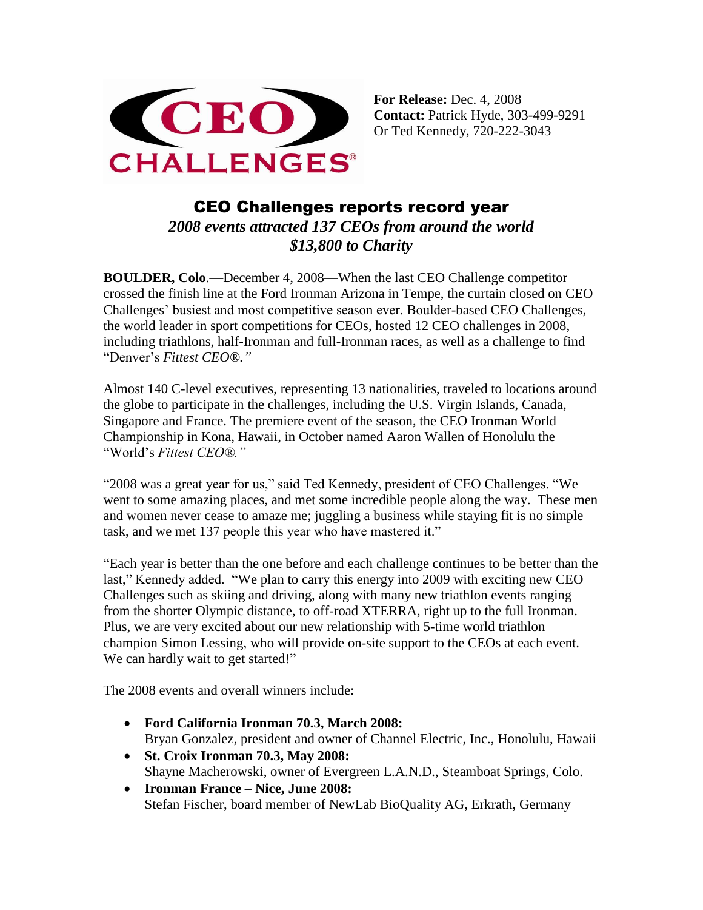**For Release:** Dec. 4, 2008
**Contact:** Patrick Hyde, 303-499-9291
Or Ted Kennedy, 720-222-3043

# CEO Challenges reports record year

### *2008 events attracted 137 CEOs from around the world*
### *$13,800 to Charity*

**BOULDER, Colo**.—December 4, 2008—When the last CEO Challenge competitor crossed the finish line at the Ford Ironman Arizona in Tempe, the curtain closed on CEO Challenges' busiest and most competitive season ever. Boulder-based CEO Challenges, the world leader in sport competitions for CEOs, hosted 12 CEO challenges in 2008, including triathlons, half-Ironman and full-Ironman races, as well as a challenge to find "Denver's *Fittest CEO®."*

Almost 140 C-level executives, representing 13 nationalities, traveled to locations around the globe to participate in the challenges, including the U.S. Virgin Islands, Canada, Singapore and France. The premiere event of the season, the CEO Ironman World Championship in Kona, Hawaii, in October named Aaron Wallen of Honolulu the "World's *Fittest CEO®."*

"2008 was a great year for us," said Ted Kennedy, president of CEO Challenges. "We went to some amazing places, and met some incredible people along the way. These men and women never cease to amaze me; juggling a business while staying fit is no simple task, and we met 137 people this year who have mastered it."

"Each year is better than the one before and each challenge continues to be better than the last," Kennedy added. "We plan to carry this energy into 2009 with exciting new CEO Challenges such as skiing and driving, along with many new triathlon events ranging from the shorter Olympic distance, to off-road XTERRA, right up to the full Ironman. Plus, we are very excited about our new relationship with 5-time world triathlon champion Simon Lessing, who will provide on-site support to the CEOs at each event. We can hardly wait to get started!"

The 2008 events and overall winners include:

- **Ford California Ironman 70.3, March 2008:**
  Bryan Gonzalez, president and owner of Channel Electric, Inc., Honolulu, Hawaii
- **St. Croix Ironman 70.3, May 2008:**
  Shayne Macherowski, owner of Evergreen L.A.N.D., Steamboat Springs, Colo.
- **Ironman France – Nice, June 2008:**
  Stefan Fischer, board member of NewLab BioQuality AG, Erkrath, Germany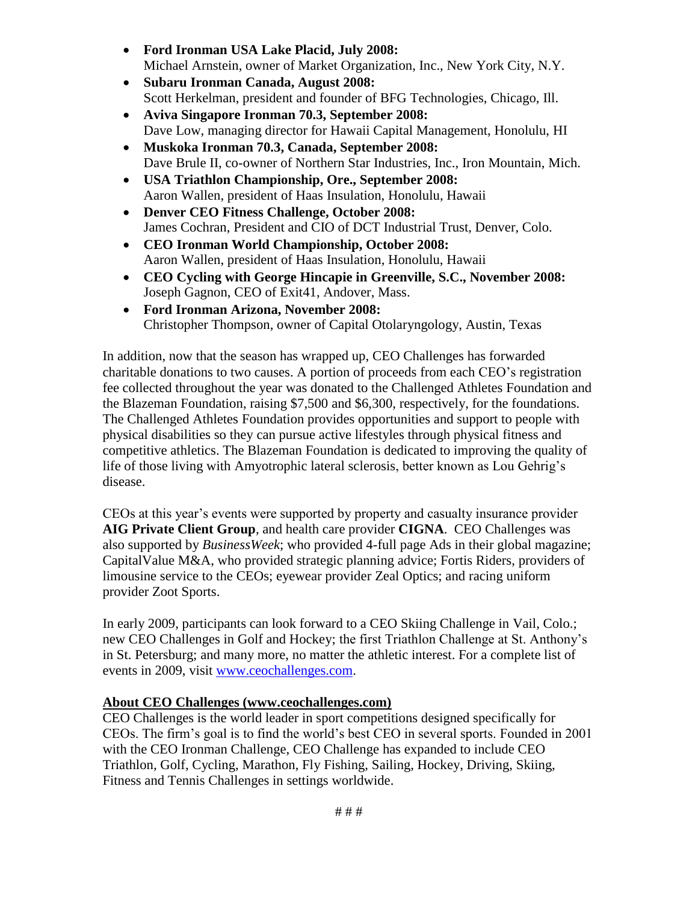- **Ford Ironman USA Lake Placid, July 2008:**
  Michael Arnstein, owner of Market Organization, Inc., New York City, N.Y.
- **Subaru Ironman Canada, August 2008:**
  Scott Herkelman, president and founder of BFG Technologies, Chicago, Ill.
- **Aviva Singapore Ironman 70.3, September 2008:**
  Dave Low, managing director for Hawaii Capital Management, Honolulu, HI
- **Muskoka Ironman 70.3, Canada, September 2008:**
  Dave Brule II, co-owner of Northern Star Industries, Inc., Iron Mountain, Mich.
- **USA Triathlon Championship, Ore., September 2008:**
  Aaron Wallen, president of Haas Insulation, Honolulu, Hawaii
- **Denver CEO Fitness Challenge, October 2008:**
  James Cochran, President and CIO of DCT Industrial Trust, Denver, Colo.
- **CEO Ironman World Championship, October 2008:**
  Aaron Wallen, president of Haas Insulation, Honolulu, Hawaii
- **CEO Cycling with George Hincapie in Greenville, S.C., November 2008:**
  Joseph Gagnon, CEO of Exit41, Andover, Mass.
- **Ford Ironman Arizona, November 2008:**
  Christopher Thompson, owner of Capital Otolaryngology, Austin, Texas

In addition, now that the season has wrapped up, CEO Challenges has forwarded charitable donations to two causes. A portion of proceeds from each CEO's registration fee collected throughout the year was donated to the Challenged Athletes Foundation and the Blazeman Foundation, raising $7,500 and $6,300, respectively, for the foundations. The Challenged Athletes Foundation provides opportunities and support to people with physical disabilities so they can pursue active lifestyles through physical fitness and competitive athletics. The Blazeman Foundation is dedicated to improving the quality of life of those living with Amyotrophic lateral sclerosis, better known as Lou Gehrig's disease.

CEOs at this year's events were supported by property and casualty insurance provider **AIG Private Client Group**, and health care provider **CIGNA**. CEO Challenges was also supported by *BusinessWeek*; who provided 4-full page Ads in their global magazine; CapitalValue M&A, who provided strategic planning advice; Fortis Riders, providers of limousine service to the CEOs; eyewear provider Zeal Optics; and racing uniform provider Zoot Sports.

In early 2009, participants can look forward to a CEO Skiing Challenge in Vail, Colo.; new CEO Challenges in Golf and Hockey; the first Triathlon Challenge at St. Anthony's in St. Petersburg; and many more, no matter the athletic interest. For a complete list of events in 2009, visit www.ceochallenges.com.

**About CEO Challenges (www.ceochallenges.com)**

CEO Challenges is the world leader in sport competitions designed specifically for CEOs. The firm's goal is to find the world's best CEO in several sports. Founded in 2001 with the CEO Ironman Challenge, CEO Challenge has expanded to include CEO Triathlon, Golf, Cycling, Marathon, Fly Fishing, Sailing, Hockey, Driving, Skiing, Fitness and Tennis Challenges in settings worldwide.

# # #